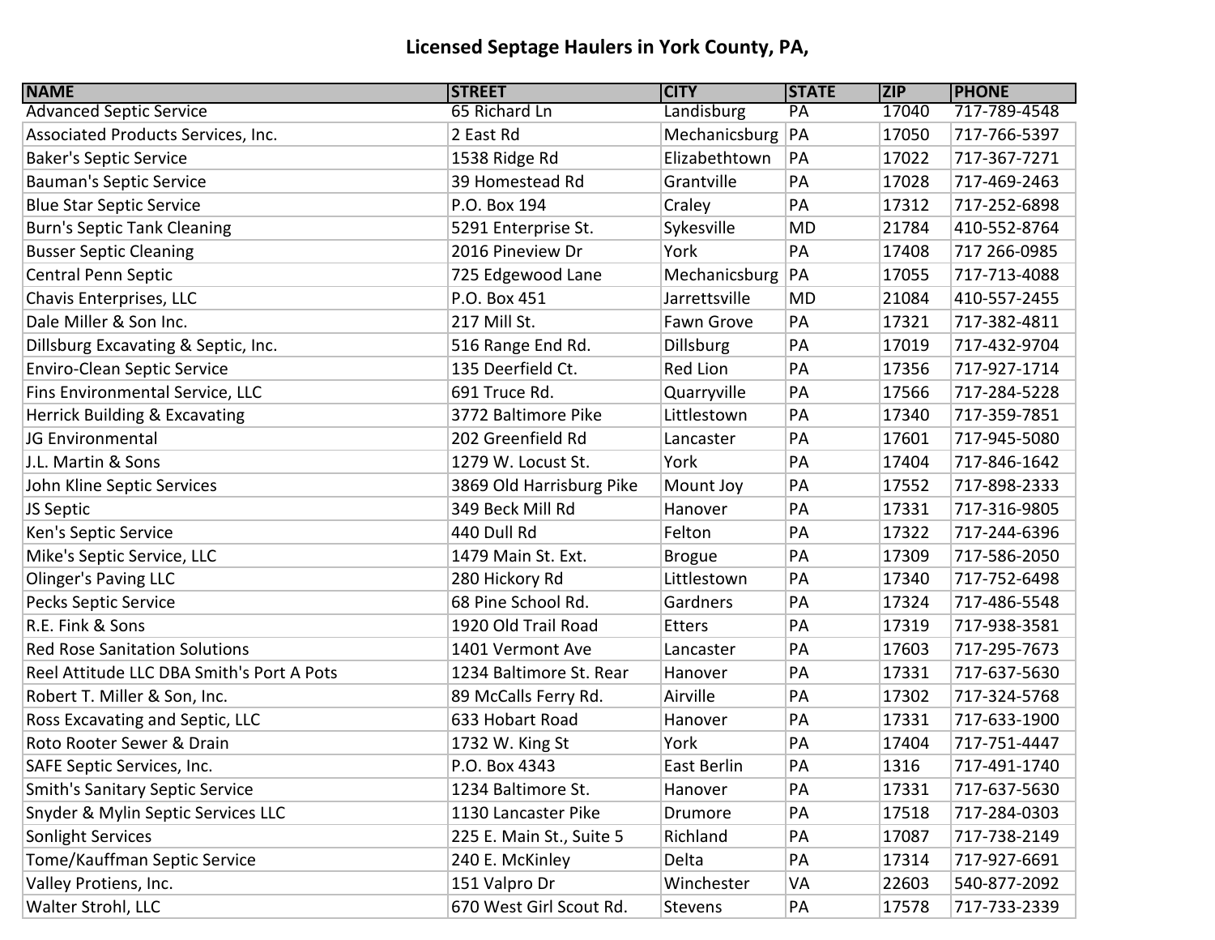# Licensed Septage Haulers in York County, PA,

| NAME | STREET | CITY | STATE | ZIP | PHONE |
|---|---|---|---|---|---|
| Advanced Septic Service | 65 Richard Ln | Landisburg | PA | 17040 | 717-789-4548 |
| Associated Products Services, Inc. | 2 East Rd | Mechanicsburg | PA | 17050 | 717-766-5397 |
| Baker's Septic Service | 1538 Ridge Rd | Elizabethtown | PA | 17022 | 717-367-7271 |
| Bauman's Septic Service | 39 Homestead Rd | Grantville | PA | 17028 | 717-469-2463 |
| Blue Star Septic Service | P.O. Box 194 | Craley | PA | 17312 | 717-252-6898 |
| Burn's Septic Tank Cleaning | 5291 Enterprise St. | Sykesville | MD | 21784 | 410-552-8764 |
| Busser Septic Cleaning | 2016 Pineview Dr | York | PA | 17408 | 717 266-0985 |
| Central Penn Septic | 725 Edgewood Lane | Mechanicsburg | PA | 17055 | 717-713-4088 |
| Chavis Enterprises, LLC | P.O. Box 451 | Jarrettsville | MD | 21084 | 410-557-2455 |
| Dale Miller & Son Inc. | 217 Mill St. | Fawn Grove | PA | 17321 | 717-382-4811 |
| Dillsburg Excavating & Septic, Inc. | 516 Range End Rd. | Dillsburg | PA | 17019 | 717-432-9704 |
| Enviro-Clean Septic Service | 135 Deerfield Ct. | Red Lion | PA | 17356 | 717-927-1714 |
| Fins Environmental Service, LLC | 691 Truce Rd. | Quarryville | PA | 17566 | 717-284-5228 |
| Herrick Building & Excavating | 3772 Baltimore Pike | Littlestown | PA | 17340 | 717-359-7851 |
| JG Environmental | 202 Greenfield Rd | Lancaster | PA | 17601 | 717-945-5080 |
| J.L. Martin & Sons | 1279 W. Locust St. | York | PA | 17404 | 717-846-1642 |
| John Kline Septic Services | 3869 Old Harrisburg Pike | Mount Joy | PA | 17552 | 717-898-2333 |
| JS Septic | 349 Beck Mill Rd | Hanover | PA | 17331 | 717-316-9805 |
| Ken's Septic Service | 440 Dull Rd | Felton | PA | 17322 | 717-244-6396 |
| Mike's Septic Service, LLC | 1479 Main St. Ext. | Brogue | PA | 17309 | 717-586-2050 |
| Olinger's Paving LLC | 280 Hickory Rd | Littlestown | PA | 17340 | 717-752-6498 |
| Pecks Septic Service | 68 Pine School Rd. | Gardners | PA | 17324 | 717-486-5548 |
| R.E. Fink & Sons | 1920 Old Trail Road | Etters | PA | 17319 | 717-938-3581 |
| Red Rose Sanitation Solutions | 1401 Vermont Ave | Lancaster | PA | 17603 | 717-295-7673 |
| Reel Attitude LLC DBA Smith's Port A Pots | 1234 Baltimore St. Rear | Hanover | PA | 17331 | 717-637-5630 |
| Robert T. Miller & Son, Inc. | 89 McCalls Ferry Rd. | Airville | PA | 17302 | 717-324-5768 |
| Ross Excavating and Septic, LLC | 633 Hobart Road | Hanover | PA | 17331 | 717-633-1900 |
| Roto Rooter Sewer & Drain | 1732 W. King St | York | PA | 17404 | 717-751-4447 |
| SAFE Septic Services, Inc. | P.O. Box 4343 | East Berlin | PA | 1316 | 717-491-1740 |
| Smith's Sanitary Septic Service | 1234 Baltimore St. | Hanover | PA | 17331 | 717-637-5630 |
| Snyder & Mylin Septic Services LLC | 1130 Lancaster Pike | Drumore | PA | 17518 | 717-284-0303 |
| Sonlight Services | 225 E. Main St., Suite 5 | Richland | PA | 17087 | 717-738-2149 |
| Tome/Kauffman Septic Service | 240 E. McKinley | Delta | PA | 17314 | 717-927-6691 |
| Valley Protiens, Inc. | 151 Valpro Dr | Winchester | VA | 22603 | 540-877-2092 |
| Walter Strohl, LLC | 670 West Girl Scout Rd. | Stevens | PA | 17578 | 717-733-2339 |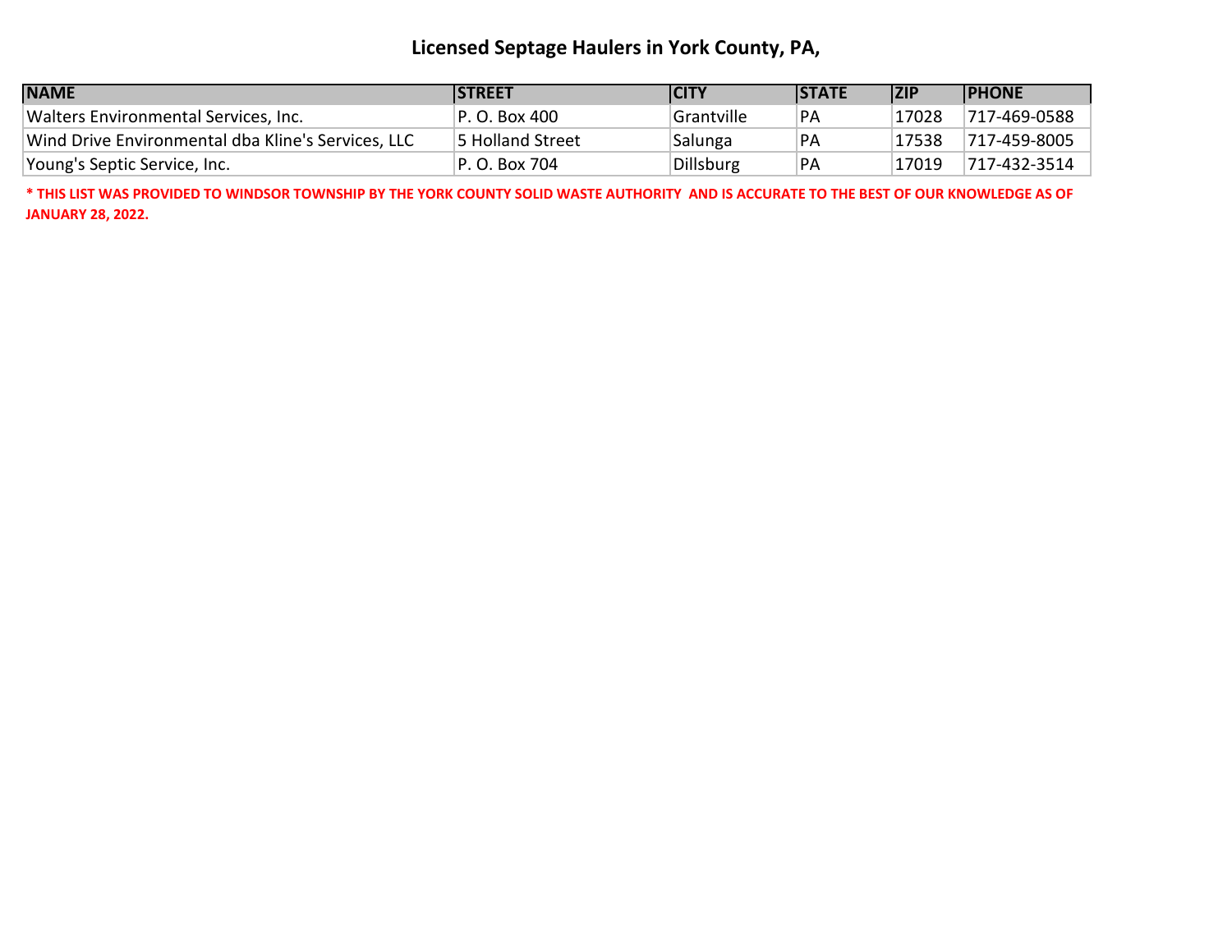# Licensed Septage Haulers in York County, PA,

| NAME | STREET | CITY | STATE | ZIP | PHONE |
|---|---|---|---|---|---|
| Walters Environmental Services, Inc. | P. O. Box 400 | Grantville | PA | 17028 | 717-469-0588 |
| Wind Drive Environmental dba Kline's Services, LLC | 5 Holland Street | Salunga | PA | 17538 | 717-459-8005 |
| Young's Septic Service, Inc. | P. O. Box 704 | Dillsburg | PA | 17019 | 717-432-3514 |

**\* THIS LIST WAS PROVIDED TO WINDSOR TOWNSHIP BY THE YORK COUNTY SOLID WASTE AUTHORITY AND IS ACCURATE TO THE BEST OF OUR KNOWLEDGE AS OF JANUARY 28, 2022.**